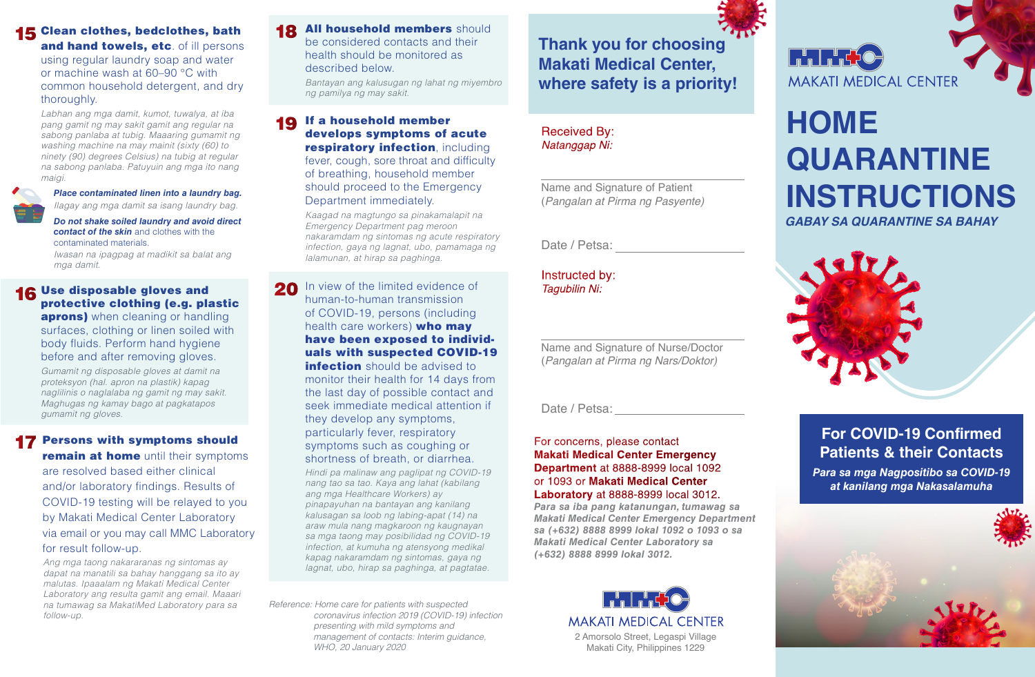**15 Clean clothes, bedclothes, bath and hand towels, etc.** of ill persons using regular laundry soap and water or machine wash at 60–90 °C with common household detergent, and dry thoroughly.

*Labhan ang mga damit, kumot, tuwalya, at iba pang gamit ng may sakit gamit ang regular na sabong panlaba at tubig. Maaaring gumamit ng washing machine na may mainit (sixty (60) to ninety (90) degrees Celsius) na tubig at regular na sabong panlaba. Patuyuin ang mga ito nang maigi.*

***Place contaminated linen into a laundry bag.***

*Ilagay ang mga damit sa isang laundry bag.*

***Do not shake soiled laundry and avoid direct contact of the skin*** and clothes with the contaminated materials.

*Iwasan na ipagpag at madikit sa balat ang mga damit.*

**16 Use disposable gloves and protective clothing (e.g. plastic aprons)** when cleaning or handling surfaces, clothing or linen soiled with body fluids. Perform hand hygiene before and after removing gloves.

*Gumamit ng disposable gloves at damit na proteksyon (hal. apron na plastik) kapag naglilinis o naglalaba ng gamit ng may sakit. Maghugas ng kamay bago at pagkatapos gumamit ng gloves.*

**17 Persons with symptoms should remain at home** until their symptoms are resolved based either clinical and/or laboratory findings. Results of COVID-19 testing will be relayed to you by Makati Medical Center Laboratory via email or you may call MMC Laboratory for result follow-up.

*Ang mga taong nakararanas ng sintomas ay dapat na manatili sa bahay hanggang sa ito ay malutas. Ipaaalam ng Makati Medical Center Laboratory ang resulta gamit ang email. Maaari na tumawag sa MakatiMed Laboratory para sa follow-up.*

**18 All household members** should be considered contacts and their health should be monitored as described below.

*Bantayan ang kalusugan ng lahat ng miyembro ng pamilya ng may sakit.*

**19 If a household member develops symptoms of acute respiratory infection**, including fever, cough, sore throat and difficulty of breathing, household member should proceed to the Emergency Department immediately.

*Kaagad na magtungo sa pinakamalapit na Emergency Department pag meroon nakaramdam ng sintomas ng acute respiratory infection, gaya ng lagnat, ubo, pamamaga ng lalamunan, at hirap sa paghinga.*

**20** In view of the limited evidence of human-to-human transmission of COVID-19, persons (including health care workers) **who may have been exposed to individuals with suspected COVID-19 infection** should be advised to monitor their health for 14 days from the last day of possible contact and seek immediate medical attention if they develop any symptoms, particularly fever, respiratory symptoms such as coughing or shortness of breath, or diarrhea.

*Hindi pa malinaw ang paglipat ng COVID-19 nang tao sa tao. Kaya ang lahat (kabilang ang mga Healthcare Workers) ay pinapayuhan na bantayan ang kanilang kalusugan sa loob ng labing-apat (14) na araw mula nang magkaroon ng kaugnayan sa mga taong may posibilidad ng COVID-19 infection, at kumuha ng atensyong medikal kapag nakaramdam ng sintomas, gaya ng lagnat, ubo, hirap sa paghinga, at pagtatae.*

*Reference: Home care for patients with suspected coronavirus infection 2019 (COVID-19) infection presenting with mild symptoms and management of contacts: Interim guidance, WHO, 20 January 2020*

## Thank you for choosing Makati Medical Center, where safety is a priority!

Received By:
*Natanggap Ni:*

______________________________
Name and Signature of Patient
(*Pangalan at Pirma ng Pasyente*)

Date / Petsa: ____________________

Instructed by:
*Tagubilin Ni:*

______________________________
Name and Signature of Nurse/Doctor
(*Pangalan at Pirma ng Nars/Doktor*)

Date / Petsa: ____________________

For concerns, please contact **Makati Medical Center Emergency Department** at 8888-8999 local 1092 or 1093 or **Makati Medical Center Laboratory** at 8888-8999 local 3012.

***Para sa iba pang katanungan, tumawag sa Makati Medical Center Emergency Department sa (+632) 8888 8999 lokal 1092 o 1093 o sa Makati Medical Center Laboratory sa (+632) 8888 8999 lokal 3012.***

MAKATI MEDICAL CENTER
2 Amorsolo Street, Legaspi Village
Makati City, Philippines 1229

MAKATI MEDICAL CENTER

# HOME QUARANTINE INSTRUCTIONS

***GABAY SA QUARANTINE SA BAHAY***

## For COVID-19 Confirmed Patients & their Contacts

***Para sa mga Nagpositibo sa COVID-19 at kanilang mga Nakasalamuha***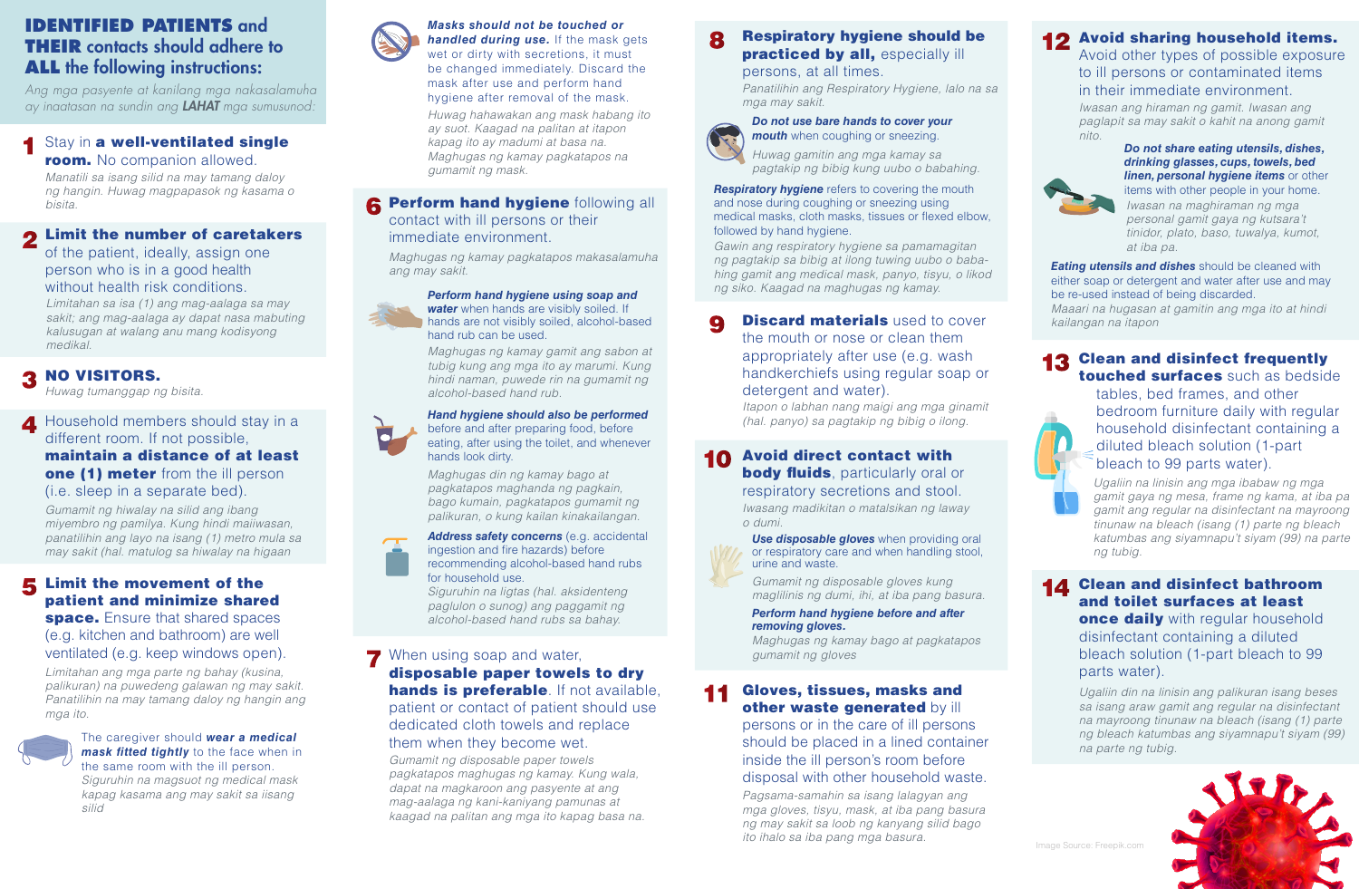## IDENTIFIED PATIENTS and THEIR contacts should adhere to ALL the following instructions:

*Ang mga pasyente at kanilang mga nakasalamuha ay inaatasan na sundin ang **LAHAT** mga sumusunod:*

**1** Stay in **a well-ventilated single room.** No companion allowed.

*Manatili sa isang silid na may tamang daloy ng hangin. Huwag magpapasok ng kasama o bisita.*

**2** **Limit the number of caretakers** of the patient, ideally, assign one person who is in a good health without health risk conditions.

*Limitahan sa isa (1) ang mag-aalaga sa may sakit; ang mag-aalaga ay dapat nasa mabuting kalusugan at walang anumang kodisyong medikal.*

**3** **NO VISITORS.**

*Huwag tumanggap ng bisita.*

**4** Household members should stay in a different room. If not possible, **maintain a distance of at least one (1) meter** from the ill person (i.e. sleep in a separate bed).

*Gumamit ng hiwalay na silid ang ibang miyembro ng pamilya. Kung hindi maiiwasan, panatilihin ang layo na isang (1) metro mula sa may sakit (hal. matulog sa hiwalay na higaan*

**5** **Limit the movement of the patient and minimize shared space.** Ensure that shared spaces (e.g. kitchen and bathroom) are well ventilated (e.g. keep windows open).

*Limitahan ang mga parte ng bahay (kusina, palikuran) na puwedeng galawan ng may sakit. Panatilihin na may tamang daloy ng hangin ang mga ito.*

The caregiver should ***wear a medical mask fitted tightly*** to the face when in the same room with the ill person.

*Siguruhin na magsuot ng medical mask kapag kasama ang may sakit sa iisang silid*

***Masks should not be touched or handled during use.*** If the mask gets wet or dirty with secretions, it must be changed immediately. Discard the mask after use and perform hand hygiene after removal of the mask.

*Huwag hahawakan ang mask habang ito ay suot. Kaagad na palitan at itapon kapag ito ay madumi at basa na. Maghugas ng kamay pagkatapos na gumamit ng mask.*

**6** **Perform hand hygiene** following all contact with ill persons or their immediate environment.

*Maghugas ng kamay pagkatapos makasalamuha ang may sakit.*

***Perform hand hygiene using soap and water*** when hands are visibly soiled. If hands are not visibly soiled, alcohol-based hand rub can be used.

*Maghugas ng kamay gamit ang sabon at tubig kung ang mga ito ay marumi. Kung hindi naman, puwede rin na gumamit ng alcohol-based hand rub.*

***Hand hygiene should also be performed*** before and after preparing food, before eating, after using the toilet, and whenever hands look dirty.

*Maghugas din ng kamay bago at pagkatapos maghanda ng pagkain, bago kumain, pagkatapos gumamit ng palikuran, o kung kailan kinakailangan.*

***Address safety concerns*** (e.g. accidental ingestion and fire hazards) before recommending alcohol-based hand rubs for household use.

*Siguruhin ang ligtas (hal. aksidenteng paglulon o sunog) ang paggamit ng alcohol-based hand rubs sa bahay.*

**7** When using soap and water, **disposable paper towels to dry hands is preferable**. If not available, patient or contact of patient should use dedicated cloth towels and replace them when they become wet.

*Gumamit ng disposable paper towels pagkatapos maghugas ng kamay. Kung wala, dapat na magkaroon ang pasyente at ang mag-aalaga ng kani-kaniyang pamunas at kaagad na palitan ang mga ito kapag basa na.*

**8** **Respiratory hygiene should be practiced by all,** especially ill persons, at all times.

*Panatilihin ang Respiratory Hygiene, lalo na sa mga may sakit.*

***Do not use bare hands to cover your mouth*** when coughing or sneezing.

*Huwag gamitin ang mga kamay sa pagtakip ng bibig kung uubo o babahing.*

***Respiratory hygiene*** refers to covering the mouth and nose during coughing or sneezing using medical masks, cloth masks, tissues or flexed elbow, followed by hand hygiene.

*Gawin ang respiratory hygiene sa pamamagitan ng pagtakip sa bibig at ilong tuwing uubo o baba-hing gamit ang medical mask, panyo, tisyu, o likod ng siko. Kaagad na maghugas ng kamay.*

**9** **Discard materials** used to cover the mouth or nose or clean them appropriately after use (e.g. wash handkerchiefs using regular soap or detergent and water).

*Itapon o labhan nang maigi ang mga ginamit (hal. panyo) sa pagtakip ng bibig o ilong.*

**10** **Avoid direct contact with body fluids**, particularly oral or respiratory secretions and stool.

*Iwasang madikitan o matalsikan ng laway o dumi.*

***Use disposable gloves*** when providing oral or respiratory care and when handling stool, urine and waste.

*Gumamit ng disposable gloves kung maglilinis ng dumi, ihi, at iba pang basura.*

***Perform hand hygiene before and after removing gloves.***

*Maghugas ng kamay bago at pagkatapos gumamit ng gloves*

**11** **Gloves, tissues, masks and other waste generated** by ill persons or in the care of ill persons should be placed in a lined container inside the ill person's room before disposal with other household waste.

*Pagsama-samahin sa isang lalagyan ang mga gloves, tisyu, mask, at iba pang basura ng may sakit sa loob ng kanyang silid bago ito ihalo sa iba pang mga basura.*

**12** **Avoid sharing household items.** Avoid other types of possible exposure to ill persons or contaminated items in their immediate environment.

*Iwasan ang hiraman ng gamit. Iwasan ang paglapit sa may sakit o kahit na anong gamit nito.*

***Do not share eating utensils, dishes, drinking glasses, cups, towels, bed linen, personal hygiene items*** or other items with other people in your home.

*Iwasan na maghiraman ng mga personal gamit gaya ng kutsara't tinidor, plato, baso, tuwalya, kumot, at iba pa.*

***Eating utensils and dishes*** should be cleaned with either soap or detergent and water after use and may be re-used instead of being discarded.

*Maaari na hugasan at gamitin ang mga ito at hindi kailangan na itapon*

**13** **Clean and disinfect frequently touched surfaces** such as bedside tables, bed frames, and other bedroom furniture daily with regular household disinfectant containing a diluted bleach solution (1-part bleach to 99 parts water).

*Ugaliin na linisin ang mga ibabaw ng mga gamit gaya ng mesa, frame ng kama, at iba pa gamit ang regular na disinfectant na mayroong tinunaw na bleach (isang (1) parte ng bleach katumbas ang siyamnapu't siyam (99) na parte ng tubig.*

**14** **Clean and disinfect bathroom and toilet surfaces at least once daily** with regular household disinfectant containing a diluted bleach solution (1-part bleach to 99 parts water).

*Ugaliin din na linisin ang palikuran isang beses sa isang araw gamit ang regular na disinfectant na mayroong tinunaw na bleach (isang (1) parte ng bleach katumbas ang siyamnapu't siyam (99) na parte ng tubig.*

Image Source: Freepik.com